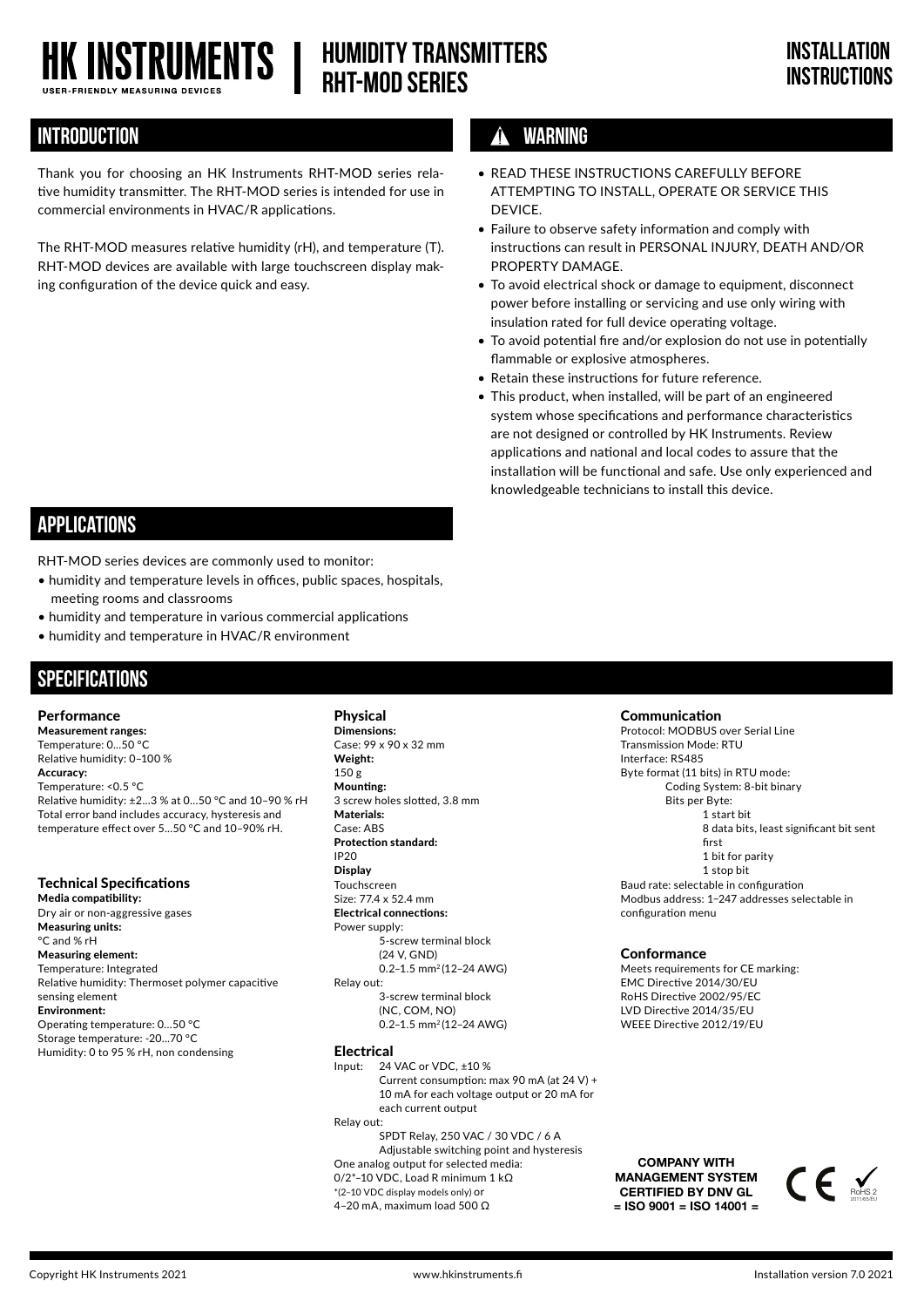# HK INSTRUMENTS

USER-FRIENDLY MEASURING DEVICES

# HUMIDITY TRANSMITTERS RHT-MOD SERIES

INSTALLATION INSTRUCTIONS

## INTRODUCTION

Thank you for choosing an HK Instruments RHT-MOD series relative humidity transmitter. The RHT-MOD series is intended for use in commercial environments in HVAC/R applications.

The RHT-MOD measures relative humidity (rH), and temperature (T). RHT-MOD devices are available with large touchscreen display making configuration of the device quick and easy.

## WARNING

- READ THESE INSTRUCTIONS CAREFULLY BEFORE ATTEMPTING TO INSTALL, OPERATE OR SERVICE THIS DEVICE.
- Failure to observe safety information and comply with instructions can result in PERSONAL INJURY, DEATH AND/OR PROPERTY DAMAGE.
- To avoid electrical shock or damage to equipment, disconnect power before installing or servicing and use only wiring with insulation rated for full device operating voltage.
- To avoid potential fire and/or explosion do not use in potentially flammable or explosive atmospheres.
- Retain these instructions for future reference.
- This product, when installed, will be part of an engineered system whose specifications and performance characteristics are not designed or controlled by HK Instruments. Review applications and national and local codes to assure that the installation will be functional and safe. Use only experienced and knowledgeable technicians to install this device.

## APPLICATIONS

RHT-MOD series devices are commonly used to monitor:

- humidity and temperature levels in offices, public spaces, hospitals, meeting rooms and classrooms
- humidity and temperature in various commercial applications
- humidity and temperature in HVAC/R environment

## SPECIFICATIONS

### Performance

**Measurement ranges:**
Temperature: 0...50 °C
Relative humidity: 0–100 %

**Accuracy:**
Temperature: <0.5 °C
Relative humidity: ±2...3 % at 0...50 °C and 10–90 % rH
Total error band includes accuracy, hysteresis and temperature effect over 5...50 °C and 10–90% rH.

### Technical Specifications

**Media compatibility:**
Dry air or non-aggressive gases

**Measuring units:**
°C and % rH

**Measuring element:**
Temperature: Integrated
Relative humidity: Thermoset polymer capacitive sensing element

**Environment:**
Operating temperature: 0...50 °C
Storage temperature: -20...70 °C
Humidity: 0 to 95 % rH, non condensing

### Physical

**Dimensions:**
Case: 99 x 90 x 32 mm

**Weight:**
150 g

**Mounting:**
3 screw holes slotted, 3.8 mm

**Materials:**
Case: ABS

**Protection standard:**
IP20

**Display**
Touchscreen
Size: 77.4 x 52.4 mm

**Electrical connections:**
Power supply:
5-screw terminal block
(24 V, GND)
0.2–1.5 mm² (12–24 AWG)

Relay out:
3-screw terminal block
(NC, COM, NO)
0.2–1.5 mm² (12–24 AWG)

### Electrical

Input: 24 VAC or VDC, ±10 %
Current consumption: max 90 mA (at 24 V) + 10 mA for each voltage output or 20 mA for each current output

Relay out:
SPDT Relay, 250 VAC / 30 VDC / 6 A
Adjustable switching point and hysteresis

One analog output for selected media:
0/2*–10 VDC, Load R minimum 1 kΩ
*(2–10 VDC display models only) or
4–20 mA, maximum load 500 Ω

### Communication

Protocol: MODBUS over Serial Line
Transmission Mode: RTU
Interface: RS485
Byte format (11 bits) in RTU mode:
Coding System: 8-bit binary
Bits per Byte:
1 start bit
8 data bits, least significant bit sent first
1 bit for parity
1 stop bit

Baud rate: selectable in configuration
Modbus address: 1–247 addresses selectable in configuration menu

### Conformance

Meets requirements for CE marking:
EMC Directive 2014/30/EU
RoHS Directive 2002/95/EC
LVD Directive 2014/35/EU
WEEE Directive 2012/19/EU

COMPANY WITH MANAGEMENT SYSTEM CERTIFIED BY DNV GL = ISO 9001 = ISO 14001 =

CE RoHS 2 2011/65/EU

Copyright HK Instruments 2021 www.hkinstruments.fi Installation version 7.0 2021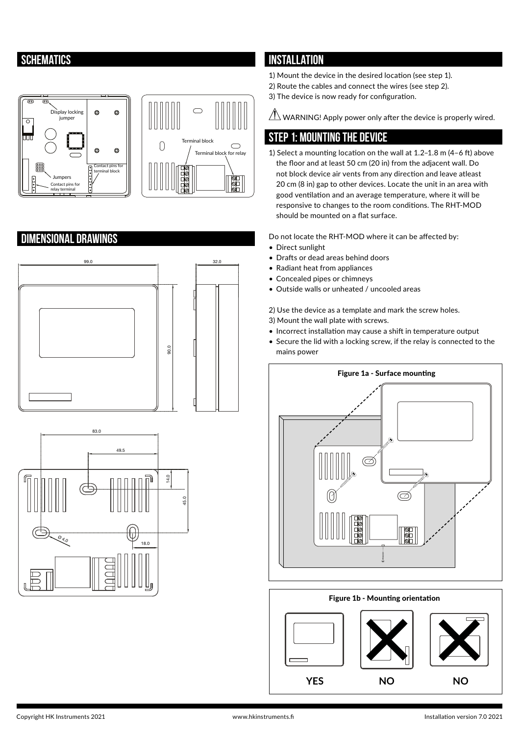## SCHEMATICS

Display locking jumper

Jumpers

Contact pins for relay terminal

Contact pins for terminal block

Terminal block

Terminal block for relay

## DIMENSIONAL DRAWINGS

## INSTALLATION

1) Mount the device in the desired location (see step 1).
2) Route the cables and connect the wires (see step 2).
3) The device is now ready for configuration.

⚠ WARNING! Apply power only after the device is properly wired.

## STEP 1: MOUNTING THE DEVICE

1) Select a mounting location on the wall at 1.2–1.8 m (4–6 ft) above the floor and at least 50 cm (20 in) from the adjacent wall. Do not block device air vents from any direction and leave atleast 20 cm (8 in) gap to other devices. Locate the unit in an area with good ventilation and an average temperature, where it will be responsive to changes to the room conditions. The RHT-MOD should be mounted on a flat surface.

Do not locate the RHT-MOD where it can be affected by:

- Direct sunlight
- Drafts or dead areas behind doors
- Radiant heat from appliances
- Concealed pipes or chimneys
- Outside walls or unheated / uncooled areas

2) Use the device as a template and mark the screw holes.
3) Mount the wall plate with screws.

- Incorrect installation may cause a shift in temperature output
- Secure the lid with a locking screw, if the relay is connected to the mains power

**Figure 1a - Surface mounting**

**Figure 1b - Mounting orientation**

**YES** **NO** **NO**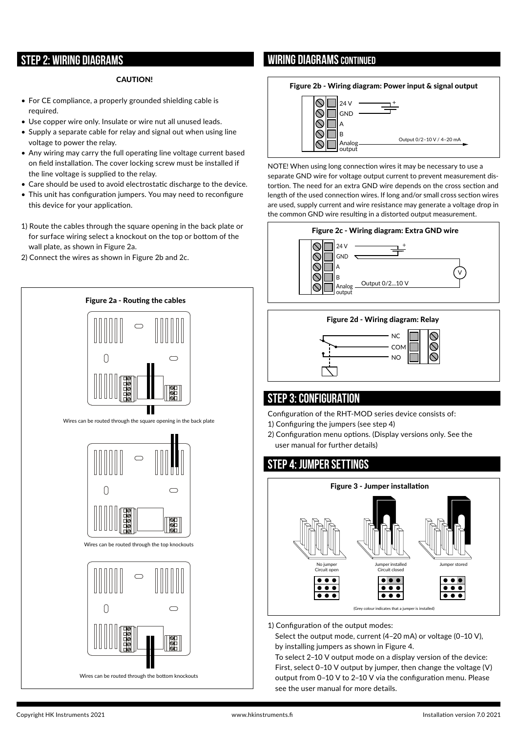## STEP 2: WIRING DIAGRAMS

**CAUTION!**

- For CE compliance, a properly grounded shielding cable is required.
- Use copper wire only. Insulate or wire nut all unused leads.
- Supply a separate cable for relay and signal out when using line voltage to power the relay.
- Any wiring may carry the full operating line voltage current based on field installation. The cover locking screw must be installed if the line voltage is supplied to the relay.
- Care should be used to avoid electrostatic discharge to the device.
- This unit has configuration jumpers. You may need to reconfigure this device for your application.

1) Route the cables through the square opening in the back plate or for surface wiring select a knockout on the top or bottom of the wall plate, as shown in Figure 2a.
2) Connect the wires as shown in Figure 2b and 2c.

**Figure 2a - Routing the cables**

Wires can be routed through the square opening in the back plate

Wires can be routed through the top knockouts

Wires can be routed through the bottom knockouts

## WIRING DIAGRAMS CONTINUED

**Figure 2b - Wiring diagram: Power input & signal output**

24 V, GND, A, B, Analog output — Output 0/2–10 V / 4–20 mA

NOTE! When using long connection wires it may be necessary to use a separate GND wire for voltage output current to prevent measurement distortion. The need for an extra GND wire depends on the cross section and length of the used connection wires. If long and/or small cross section wires are used, supply current and wire resistance may generate a voltage drop in the common GND wire resulting in a distorted output measurement.

**Figure 2c - Wiring diagram: Extra GND wire**

24 V, GND, A, B, Analog output — Output 0/2...10 V

**Figure 2d - Wiring diagram: Relay**

NC, COM, NO

## STEP 3: CONFIGURATION

Configuration of the RHT-MOD series device consists of:
1) Configuring the jumpers (see step 4)
2) Configuration menu options. (Display versions only. See the user manual for further details)

## STEP 4: JUMPER SETTINGS

**Figure 3 - Jumper installation**

No jumper Circuit open | Jumper installed Circuit closed | Jumper stored

(Grey colour indicates that a jumper is installed)

1) Configuration of the output modes:
   Select the output mode, current (4–20 mA) or voltage (0–10 V), by installing jumpers as shown in Figure 4.
   To select 2–10 V output mode on a display version of the device: First, select 0–10 V output by jumper, then change the voltage (V) output from 0–10 V to 2–10 V via the configuration menu. Please see the user manual for more details.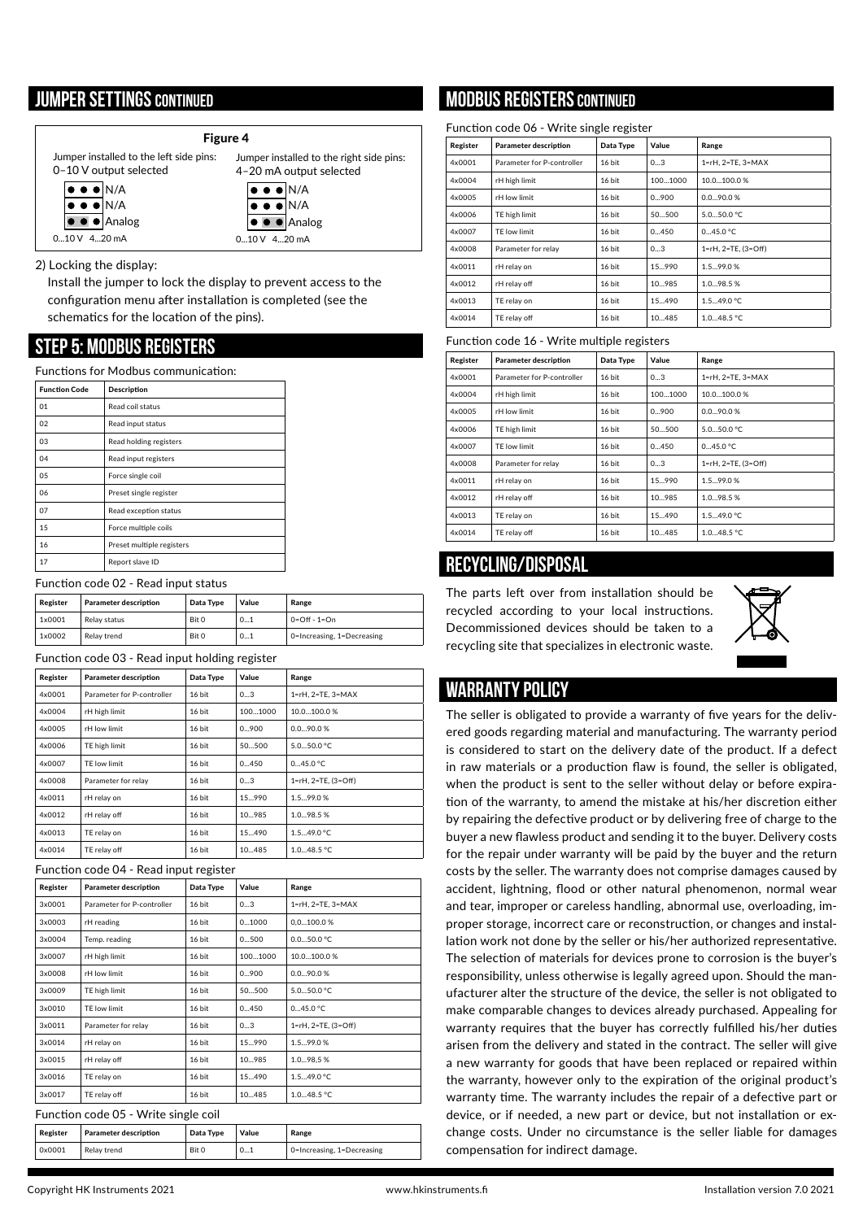## JUMPER SETTINGS CONTINUED

**Figure 4**

Jumper installed to the left side pins: 0–10 V output selected

N/A
N/A
Analog
0...10 V 4...20 mA

Jumper installed to the right side pins: 4–20 mA output selected

N/A
N/A
Analog
0...10 V 4...20 mA

2) Locking the display:

Install the jumper to lock the display to prevent access to the configuration menu after installation is completed (see the schematics for the location of the pins).

## STEP 5: MODBUS REGISTERS

Functions for Modbus communication:

| Function Code | Description |
|---|---|
| 01 | Read coil status |
| 02 | Read input status |
| 03 | Read holding registers |
| 04 | Read input registers |
| 05 | Force single coil |
| 06 | Preset single register |
| 07 | Read exception status |
| 15 | Force multiple coils |
| 16 | Preset multiple registers |
| 17 | Report slave ID |

Function code 02 - Read input status

| Register | Parameter description | Data Type | Value | Range |
|---|---|---|---|---|
| 1x0001 | Relay status | Bit 0 | 0...1 | 0=Off - 1=On |
| 1x0002 | Relay trend | Bit 0 | 0...1 | 0=Increasing, 1=Decreasing |

Function code 03 - Read input holding register

| Register | Parameter description | Data Type | Value | Range |
|---|---|---|---|---|
| 4x0001 | Parameter for P-controller | 16 bit | 0...3 | 1=rH, 2=TE, 3=MAX |
| 4x0004 | rH high limit | 16 bit | 100...1000 | 10.0...100.0 % |
| 4x0005 | rH low limit | 16 bit | 0...900 | 0.0...90.0 % |
| 4x0006 | TE high limit | 16 bit | 50...500 | 5.0...50.0 °C |
| 4x0007 | TE low limit | 16 bit | 0...450 | 0...45.0 °C |
| 4x0008 | Parameter for relay | 16 bit | 0...3 | 1=rH, 2=TE, (3=Off) |
| 4x0011 | rH relay on | 16 bit | 15...990 | 1.5...99.0 % |
| 4x0012 | rH relay off | 16 bit | 10...985 | 1.0...98.5 % |
| 4x0013 | TE relay on | 16 bit | 15...490 | 1.5...49.0 °C |
| 4x0014 | TE relay off | 16 bit | 10...485 | 1.0...48.5 °C |

Function code 04 - Read input register

| Register | Parameter description | Data Type | Value | Range |
|---|---|---|---|---|
| 3x0001 | Parameter for P-controller | 16 bit | 0...3 | 1=rH, 2=TE, 3=MAX |
| 3x0003 | rH reading | 16 bit | 0...1000 | 0,0...100.0 % |
| 3x0004 | Temp. reading | 16 bit | 0...500 | 0.0...50.0 °C |
| 3x0007 | rH high limit | 16 bit | 100...1000 | 10.0...100.0 % |
| 3x0008 | rH low limit | 16 bit | 0...900 | 0.0...90.0 % |
| 3x0009 | TE high limit | 16 bit | 50...500 | 5.0...50.0 °C |
| 3x0010 | TE low limit | 16 bit | 0...450 | 0...45.0 °C |
| 3x0011 | Parameter for relay | 16 bit | 0...3 | 1=rH, 2=TE, (3=Off) |
| 3x0014 | rH relay on | 16 bit | 15...990 | 1.5...99.0 % |
| 3x0015 | rH relay off | 16 bit | 10...985 | 1.0...98.5 % |
| 3x0016 | TE relay on | 16 bit | 15...490 | 1.5...49.0 °C |
| 3x0017 | TE relay off | 16 bit | 10...485 | 1.0...48.5 °C |

Function code 05 - Write single coil

| Register | Parameter description | Data Type | Value | Range |
|---|---|---|---|---|
| 0x0001 | Relay trend | Bit 0 | 0...1 | 0=Increasing, 1=Decreasing |

## MODBUS REGISTERS CONTINUED

Function code 06 - Write single register

| Register | Parameter description | Data Type | Value | Range |
|---|---|---|---|---|
| 4x0001 | Parameter for P-controller | 16 bit | 0...3 | 1=rH, 2=TE, 3=MAX |
| 4x0004 | rH high limit | 16 bit | 100...1000 | 10.0...100.0 % |
| 4x0005 | rH low limit | 16 bit | 0...900 | 0.0...90.0 % |
| 4x0006 | TE high limit | 16 bit | 50...500 | 5.0...50.0 °C |
| 4x0007 | TE low limit | 16 bit | 0...450 | 0...45.0 °C |
| 4x0008 | Parameter for relay | 16 bit | 0...3 | 1=rH, 2=TE, (3=Off) |
| 4x0011 | rH relay on | 16 bit | 15...990 | 1.5...99.0 % |
| 4x0012 | rH relay off | 16 bit | 10...985 | 1.0...98.5 % |
| 4x0013 | TE relay on | 16 bit | 15...490 | 1.5...49.0 °C |
| 4x0014 | TE relay off | 16 bit | 10...485 | 1.0...48.5 °C |

Function code 16 - Write multiple registers

| Register | Parameter description | Data Type | Value | Range |
|---|---|---|---|---|
| 4x0001 | Parameter for P-controller | 16 bit | 0...3 | 1=rH, 2=TE, 3=MAX |
| 4x0004 | rH high limit | 16 bit | 100...1000 | 10.0...100.0 % |
| 4x0005 | rH low limit | 16 bit | 0...900 | 0.0...90.0 % |
| 4x0006 | TE high limit | 16 bit | 50...500 | 5.0...50.0 °C |
| 4x0007 | TE low limit | 16 bit | 0...450 | 0...45.0 °C |
| 4x0008 | Parameter for relay | 16 bit | 0...3 | 1=rH, 2=TE, (3=Off) |
| 4x0011 | rH relay on | 16 bit | 15...990 | 1.5...99.0 % |
| 4x0012 | rH relay off | 16 bit | 10...985 | 1.0...98.5 % |
| 4x0013 | TE relay on | 16 bit | 15...490 | 1.5...49.0 °C |
| 4x0014 | TE relay off | 16 bit | 10...485 | 1.0...48.5 °C |

## RECYCLING/DISPOSAL

The parts left over from installation should be recycled according to your local instructions. Decommissioned devices should be taken to a recycling site that specializes in electronic waste.

## WARRANTY POLICY

The seller is obligated to provide a warranty of five years for the delivered goods regarding material and manufacturing. The warranty period is considered to start on the delivery date of the product. If a defect in raw materials or a production flaw is found, the seller is obligated, when the product is sent to the seller without delay or before expiration of the warranty, to amend the mistake at his/her discretion either by repairing the defective product or by delivering free of charge to the buyer a new flawless product and sending it to the buyer. Delivery costs for the repair under warranty will be paid by the buyer and the return costs by the seller. The warranty does not comprise damages caused by accident, lightning, flood or other natural phenomenon, normal wear and tear, improper or careless handling, abnormal use, overloading, improper storage, incorrect care or reconstruction, or changes and installation work not done by the seller or his/her authorized representative. The selection of materials for devices prone to corrosion is the buyer's responsibility, unless otherwise is legally agreed upon. Should the manufacturer alter the structure of the device, the seller is not obligated to make comparable changes to devices already purchased. Appealing for warranty requires that the buyer has correctly fulfilled his/her duties arisen from the delivery and stated in the contract. The seller will give a new warranty for goods that have been replaced or repaired within the warranty, however only to the expiration of the original product's warranty time. The warranty includes the repair of a defective part or device, or if needed, a new part or device, but not installation or exchange costs. Under no circumstance is the seller liable for damages compensation for indirect damage.

Copyright HK Instruments 2021 www.hkinstruments.fi Installation version 7.0 2021